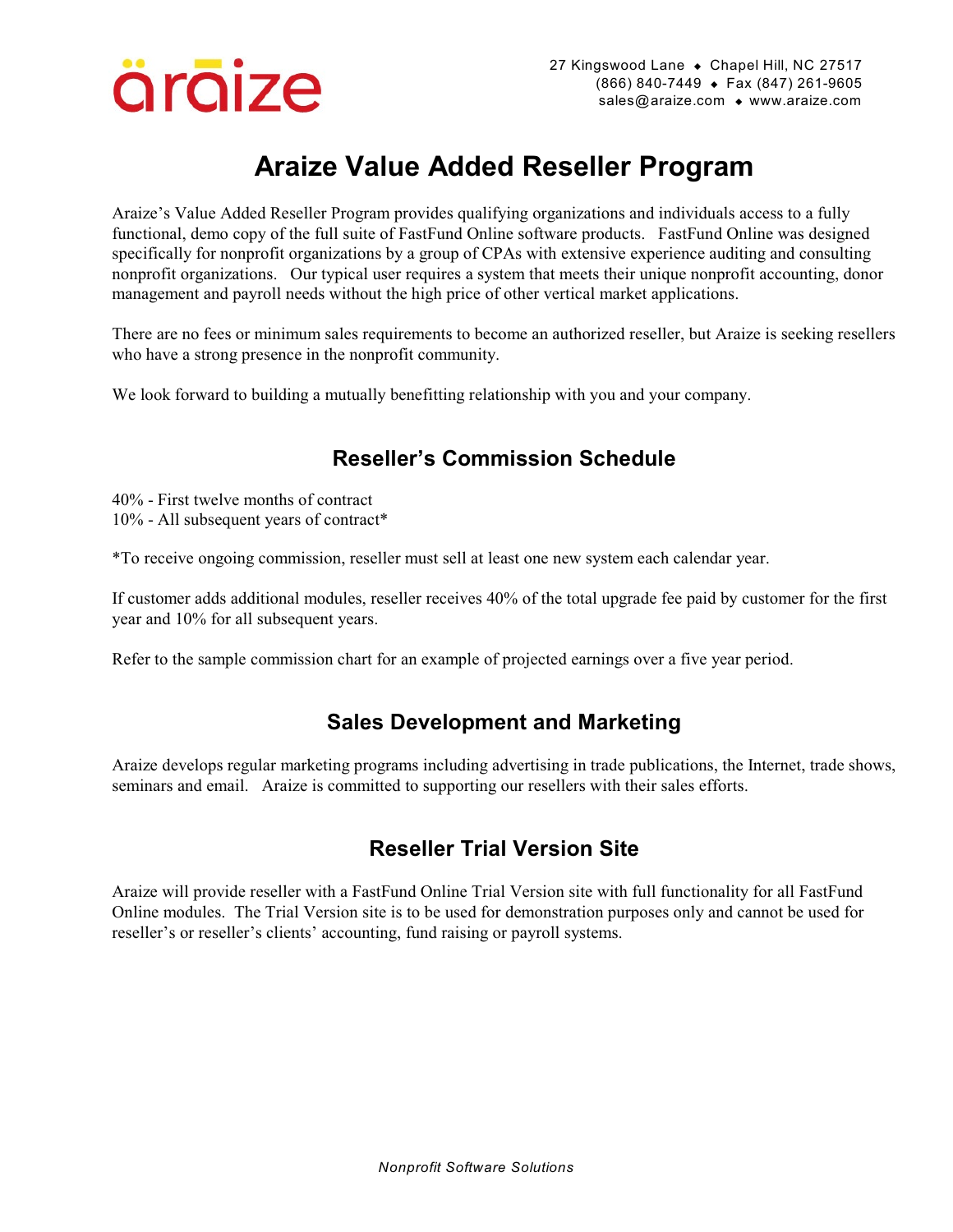araize

27 Kingswood Lane ♦ Chapel Hill, NC 27517
(866) 840-7449 ♦ Fax (847) 261-9605
sales@araize.com ♦ www.araize.com

# Araize Value Added Reseller Program

Araize's Value Added Reseller Program provides qualifying organizations and individuals access to a fully functional, demo copy of the full suite of FastFund Online software products. FastFund Online was designed specifically for nonprofit organizations by a group of CPAs with extensive experience auditing and consulting nonprofit organizations. Our typical user requires a system that meets their unique nonprofit accounting, donor management and payroll needs without the high price of other vertical market applications.

There are no fees or minimum sales requirements to become an authorized reseller, but Araize is seeking resellers who have a strong presence in the nonprofit community.

We look forward to building a mutually benefitting relationship with you and your company.

## Reseller's Commission Schedule

40% - First twelve months of contract
10% - All subsequent years of contract*

*To receive ongoing commission, reseller must sell at least one new system each calendar year.

If customer adds additional modules, reseller receives 40% of the total upgrade fee paid by customer for the first year and 10% for all subsequent years.

Refer to the sample commission chart for an example of projected earnings over a five year period.

## Sales Development and Marketing

Araize develops regular marketing programs including advertising in trade publications, the Internet, trade shows, seminars and email. Araize is committed to supporting our resellers with their sales efforts.

## Reseller Trial Version Site

Araize will provide reseller with a FastFund Online Trial Version site with full functionality for all FastFund Online modules. The Trial Version site is to be used for demonstration purposes only and cannot be used for reseller's or reseller's clients' accounting, fund raising or payroll systems.

*Nonprofit Software Solutions*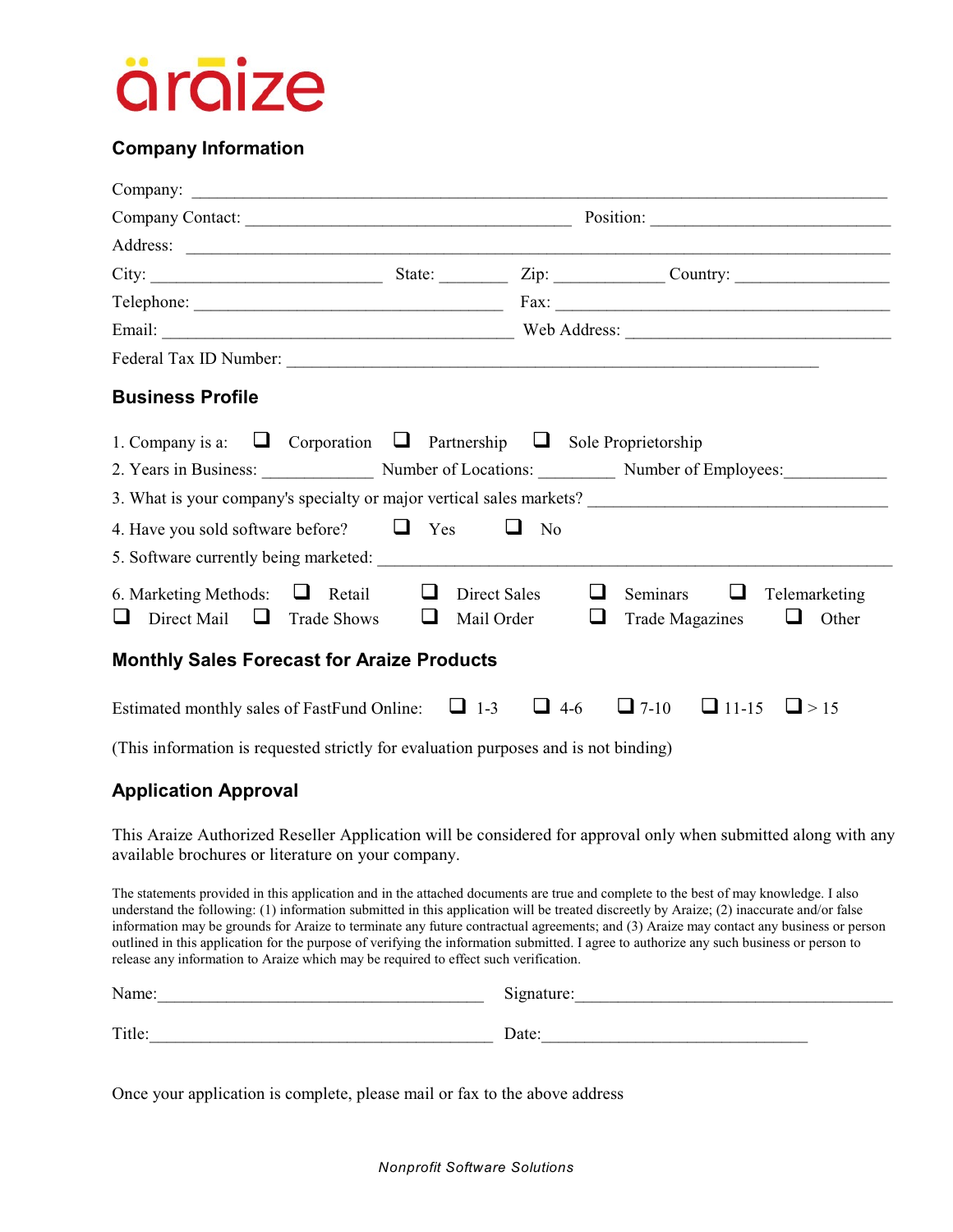araize

## Company Information

Company: ______________________________________________________________________

Company Contact: ____________________________________ Position: ___________________________

Address: ______________________________________________________________________

City: _________________________ State: ________ Zip: ____________ Country: _________________

Telephone: __________________________________ Fax: _____________________________________

Email: _______________________________________ Web Address: _____________________________

Federal Tax ID Number: ___________________________________________________________

## Business Profile

1. Company is a: ❑ Corporation ❑ Partnership ❑ Sole Proprietorship
2. Years in Business: ____________ Number of Locations: _________ Number of Employees:____________
3. What is your company's specialty or major vertical sales markets? __________________________________
4. Have you sold software before? ❑ Yes ❑ No
5. Software currently being marketed: ______________________________________________________
6. Marketing Methods: ❑ Retail ❑ Direct Sales ❑ Seminars ❑ Telemarketing ❑ Direct Mail ❑ Trade Shows ❑ Mail Order ❑ Trade Magazines ❑ Other

## Monthly Sales Forecast for Araize Products

Estimated monthly sales of FastFund Online: ❑ 1-3 ❑ 4-6 ❑ 7-10 ❑ 11-15 ❑ > 15

(This information is requested strictly for evaluation purposes and is not binding)

## Application Approval

This Araize Authorized Reseller Application will be considered for approval only when submitted along with any available brochures or literature on your company.

The statements provided in this application and in the attached documents are true and complete to the best of may knowledge. I also understand the following: (1) information submitted in this application will be treated discreetly by Araize; (2) inaccurate and/or false information may be grounds for Araize to terminate any future contractual agreements; and (3) Araize may contact any business or person outlined in this application for the purpose of verifying the information submitted. I agree to authorize any such business or person to release any information to Araize which may be required to effect such verification.

Name:_____________________________________ Signature:____________________________________

Title:______________________________________ Date:________________________________

Once your application is complete, please mail or fax to the above address

*Nonprofit Software Solutions*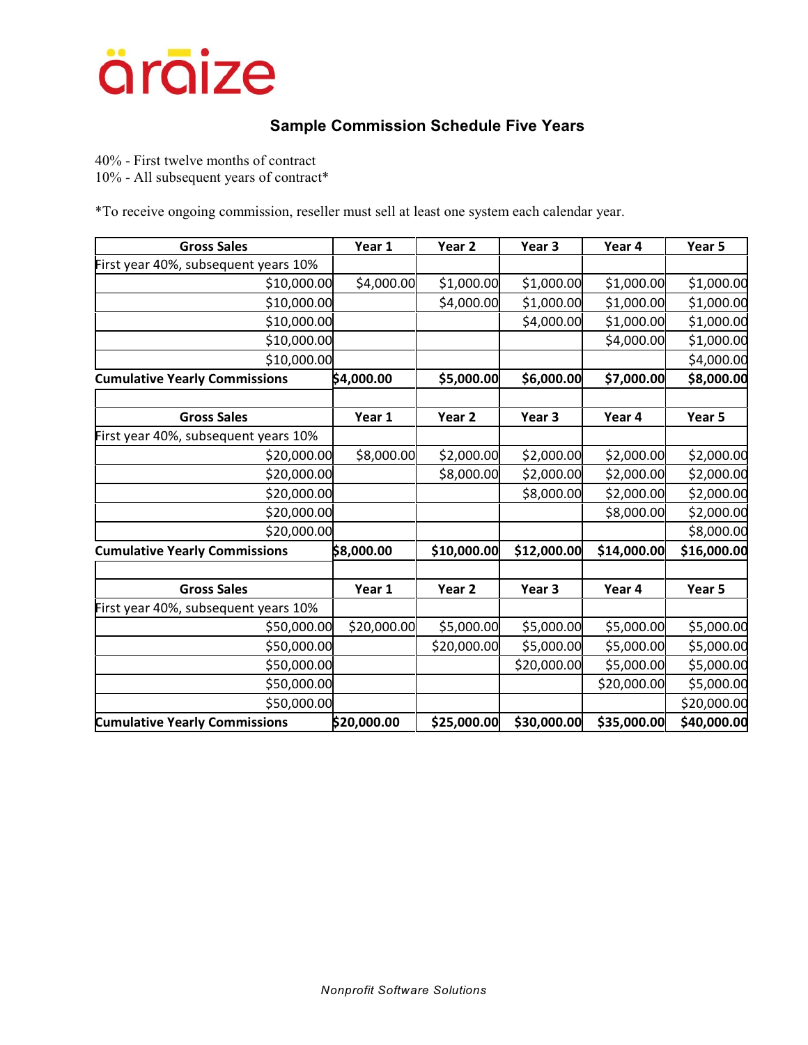# äraize

## Sample Commission Schedule Five Years

40% - First twelve months of contract
10% - All subsequent years of contract*

*To receive ongoing commission, reseller must sell at least one system each calendar year.

| Gross Sales | Year 1 | Year 2 | Year 3 | Year 4 | Year 5 |
|---|---|---|---|---|---|
| First year 40%, subsequent years 10% | | | | | |
| $10,000.00 | $4,000.00 | $1,000.00 | $1,000.00 | $1,000.00 | $1,000.00 |
| $10,000.00 | | $4,000.00 | $1,000.00 | $1,000.00 | $1,000.00 |
| $10,000.00 | | | $4,000.00 | $1,000.00 | $1,000.00 |
| $10,000.00 | | | | $4,000.00 | $1,000.00 |
| $10,000.00 | | | | | $4,000.00 |
| **Cumulative Yearly Commissions** | **$4,000.00** | **$5,000.00** | **$6,000.00** | **$7,000.00** | **$8,000.00** |
| | | | | | |
| **Gross Sales** | **Year 1** | **Year 2** | **Year 3** | **Year 4** | **Year 5** |
| First year 40%, subsequent years 10% | | | | | |
| $20,000.00 | $8,000.00 | $2,000.00 | $2,000.00 | $2,000.00 | $2,000.00 |
| $20,000.00 | | $8,000.00 | $2,000.00 | $2,000.00 | $2,000.00 |
| $20,000.00 | | | $8,000.00 | $2,000.00 | $2,000.00 |
| $20,000.00 | | | | $8,000.00 | $2,000.00 |
| $20,000.00 | | | | | $8,000.00 |
| **Cumulative Yearly Commissions** | **$8,000.00** | **$10,000.00** | **$12,000.00** | **$14,000.00** | **$16,000.00** |
| | | | | | |
| **Gross Sales** | **Year 1** | **Year 2** | **Year 3** | **Year 4** | **Year 5** |
| First year 40%, subsequent years 10% | | | | | |
| $50,000.00 | $20,000.00 | $5,000.00 | $5,000.00 | $5,000.00 | $5,000.00 |
| $50,000.00 | | $20,000.00 | $5,000.00 | $5,000.00 | $5,000.00 |
| $50,000.00 | | | $20,000.00 | $5,000.00 | $5,000.00 |
| $50,000.00 | | | | $20,000.00 | $5,000.00 |
| $50,000.00 | | | | | $20,000.00 |
| **Cumulative Yearly Commissions** | **$20,000.00** | **$25,000.00** | **$30,000.00** | **$35,000.00** | **$40,000.00** |

*Nonprofit Software Solutions*